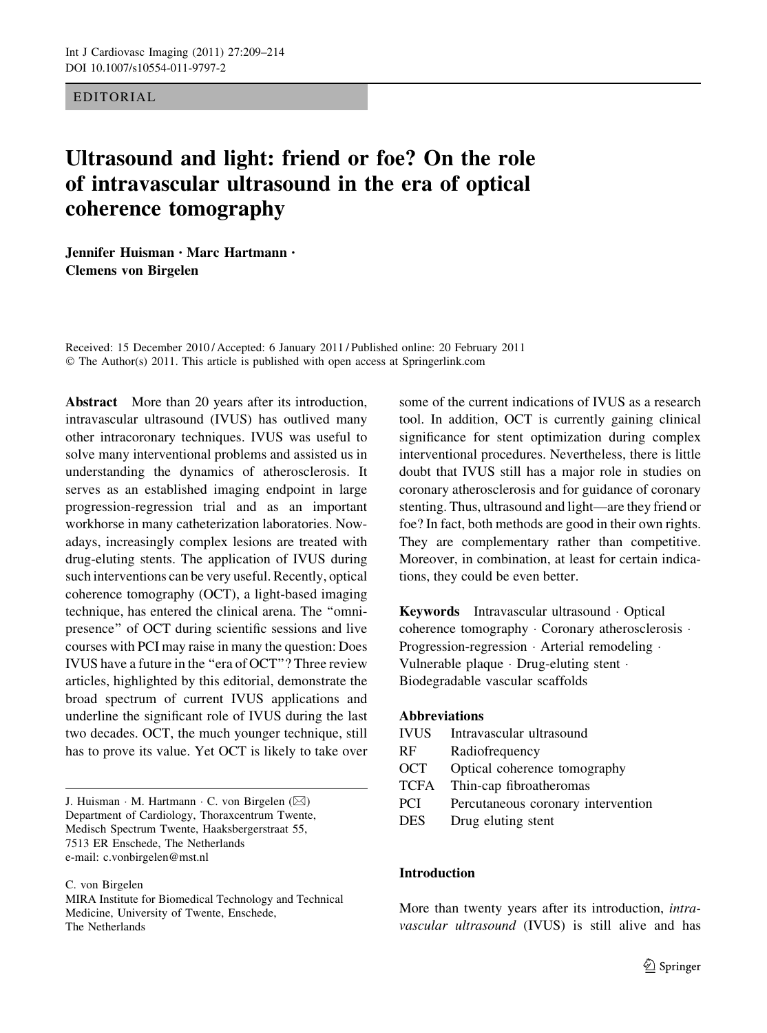EDITORIAL

# Ultrasound and light: friend or foe? On the role of intravascular ultrasound in the era of optical coherence tomography

**Jennifer Huisman · Marc Hartmann · Clemens von Birgelen**

Received: 15 December 2010 / Accepted: 6 January 2011 / Published online: 20 February 2011
© The Author(s) 2011. This article is published with open access at Springerlink.com

**Abstract** More than 20 years after its introduction, intravascular ultrasound (IVUS) has outlived many other intracoronary techniques. IVUS was useful to solve many interventional problems and assisted us in understanding the dynamics of atherosclerosis. It serves as an established imaging endpoint in large progression-regression trial and as an important workhorse in many catheterization laboratories. Nowadays, increasingly complex lesions are treated with drug-eluting stents. The application of IVUS during such interventions can be very useful. Recently, optical coherence tomography (OCT), a light-based imaging technique, has entered the clinical arena. The "omnipresence" of OCT during scientific sessions and live courses with PCI may raise in many the question: Does IVUS have a future in the "era of OCT"? Three review articles, highlighted by this editorial, demonstrate the broad spectrum of current IVUS applications and underline the significant role of IVUS during the last two decades. OCT, the much younger technique, still has to prove its value. Yet OCT is likely to take over some of the current indications of IVUS as a research tool. In addition, OCT is currently gaining clinical significance for stent optimization during complex interventional procedures. Nevertheless, there is little doubt that IVUS still has a major role in studies on coronary atherosclerosis and for guidance of coronary stenting. Thus, ultrasound and light—are they friend or foe? In fact, both methods are good in their own rights. They are complementary rather than competitive. Moreover, in combination, at least for certain indications, they could be even better.

**Keywords** Intravascular ultrasound · Optical coherence tomography · Coronary atherosclerosis · Progression-regression · Arterial remodeling · Vulnerable plaque · Drug-eluting stent · Biodegradable vascular scaffolds

J. Huisman · M. Hartmann · C. von Birgelen (✉)
Department of Cardiology, Thoraxcentrum Twente, Medisch Spectrum Twente, Haaksbergerstraat 55, 7513 ER Enschede, The Netherlands
e-mail: c.vonbirgelen@mst.nl

C. von Birgelen
MIRA Institute for Biomedical Technology and Technical Medicine, University of Twente, Enschede, The Netherlands

**Abbreviations**

| | |
|---|---|
| IVUS | Intravascular ultrasound |
| RF | Radiofrequency |
| OCT | Optical coherence tomography |
| TCFA | Thin-cap fibroatheromas |
| PCI | Percutaneous coronary intervention |
| DES | Drug eluting stent |

## Introduction

More than twenty years after its introduction, *intravascular ultrasound* (IVUS) is still alive and has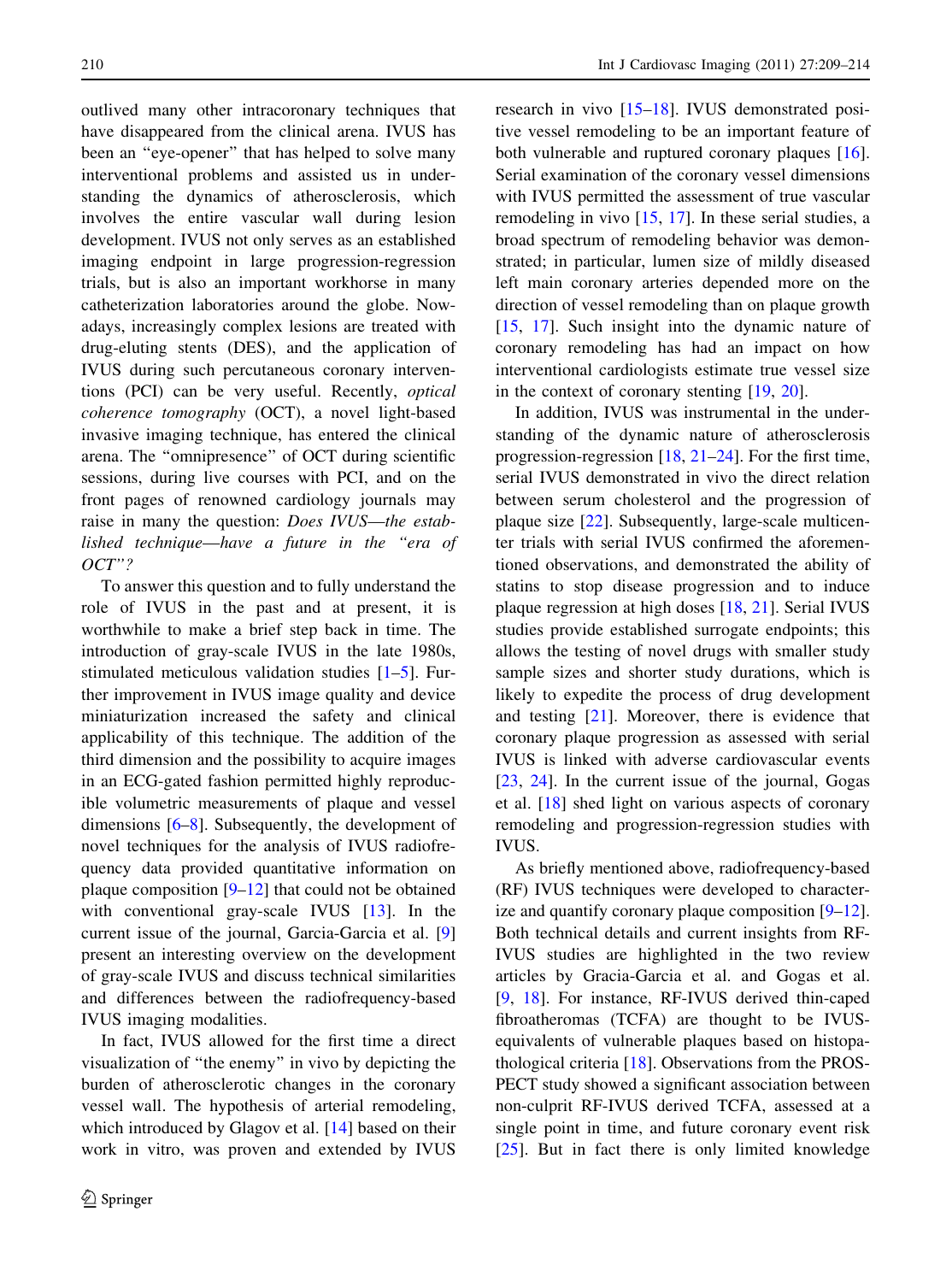outlived many other intracoronary techniques that have disappeared from the clinical arena. IVUS has been an "eye-opener" that has helped to solve many interventional problems and assisted us in understanding the dynamics of atherosclerosis, which involves the entire vascular wall during lesion development. IVUS not only serves as an established imaging endpoint in large progression-regression trials, but is also an important workhorse in many catheterization laboratories around the globe. Nowadays, increasingly complex lesions are treated with drug-eluting stents (DES), and the application of IVUS during such percutaneous coronary interventions (PCI) can be very useful. Recently, *optical coherence tomography* (OCT), a novel light-based invasive imaging technique, has entered the clinical arena. The "omnipresence" of OCT during scientific sessions, during live courses with PCI, and on the front pages of renowned cardiology journals may raise in many the question: *Does IVUS—the established technique—have a future in the "era of OCT"?*

To answer this question and to fully understand the role of IVUS in the past and at present, it is worthwhile to make a brief step back in time. The introduction of gray-scale IVUS in the late 1980s, stimulated meticulous validation studies [1–5]. Further improvement in IVUS image quality and device miniaturization increased the safety and clinical applicability of this technique. The addition of the third dimension and the possibility to acquire images in an ECG-gated fashion permitted highly reproducible volumetric measurements of plaque and vessel dimensions [6–8]. Subsequently, the development of novel techniques for the analysis of IVUS radiofrequency data provided quantitative information on plaque composition [9–12] that could not be obtained with conventional gray-scale IVUS [13]. In the current issue of the journal, Garcia-Garcia et al. [9] present an interesting overview on the development of gray-scale IVUS and discuss technical similarities and differences between the radiofrequency-based IVUS imaging modalities.

In fact, IVUS allowed for the first time a direct visualization of "the enemy" in vivo by depicting the burden of atherosclerotic changes in the coronary vessel wall. The hypothesis of arterial remodeling, which introduced by Glagov et al. [14] based on their work in vitro, was proven and extended by IVUS research in vivo [15–18]. IVUS demonstrated positive vessel remodeling to be an important feature of both vulnerable and ruptured coronary plaques [16]. Serial examination of the coronary vessel dimensions with IVUS permitted the assessment of true vascular remodeling in vivo [15, 17]. In these serial studies, a broad spectrum of remodeling behavior was demonstrated; in particular, lumen size of mildly diseased left main coronary arteries depended more on the direction of vessel remodeling than on plaque growth [15, 17]. Such insight into the dynamic nature of coronary remodeling has had an impact on how interventional cardiologists estimate true vessel size in the context of coronary stenting [19, 20].

In addition, IVUS was instrumental in the understanding of the dynamic nature of atherosclerosis progression-regression [18, 21–24]. For the first time, serial IVUS demonstrated in vivo the direct relation between serum cholesterol and the progression of plaque size [22]. Subsequently, large-scale multicenter trials with serial IVUS confirmed the aforementioned observations, and demonstrated the ability of statins to stop disease progression and to induce plaque regression at high doses [18, 21]. Serial IVUS studies provide established surrogate endpoints; this allows the testing of novel drugs with smaller study sample sizes and shorter study durations, which is likely to expedite the process of drug development and testing [21]. Moreover, there is evidence that coronary plaque progression as assessed with serial IVUS is linked with adverse cardiovascular events [23, 24]. In the current issue of the journal, Gogas et al. [18] shed light on various aspects of coronary remodeling and progression-regression studies with IVUS.

As briefly mentioned above, radiofrequency-based (RF) IVUS techniques were developed to characterize and quantify coronary plaque composition [9–12]. Both technical details and current insights from RF-IVUS studies are highlighted in the two review articles by Gracia-Garcia et al. and Gogas et al. [9, 18]. For instance, RF-IVUS derived thin-caped fibroatheromas (TCFA) are thought to be IVUS-equivalents of vulnerable plaques based on histopathological criteria [18]. Observations from the PROSPECT study showed a significant association between non-culprit RF-IVUS derived TCFA, assessed at a single point in time, and future coronary event risk [25]. But in fact there is only limited knowledge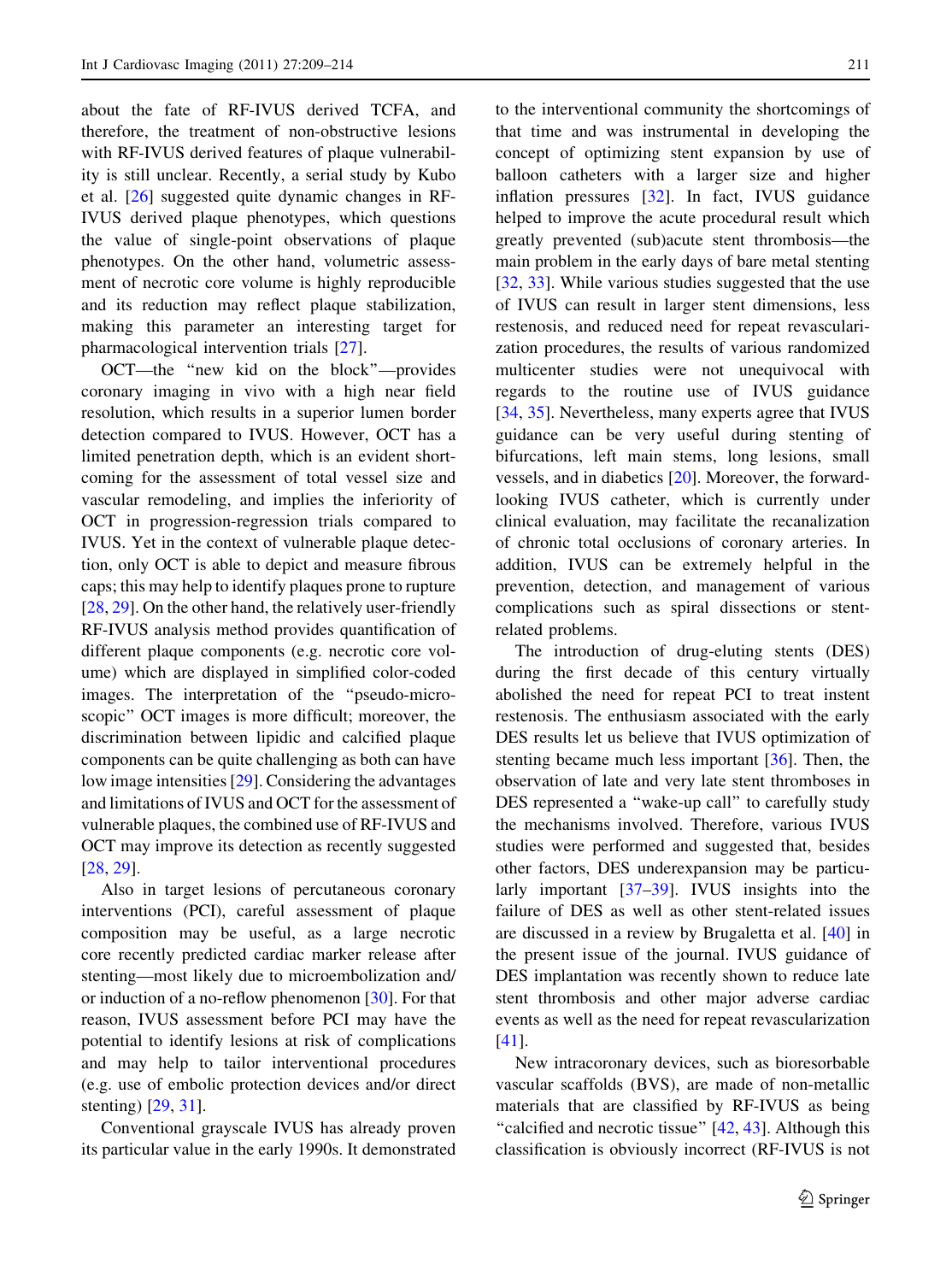about the fate of RF-IVUS derived TCFA, and therefore, the treatment of non-obstructive lesions with RF-IVUS derived features of plaque vulnerability is still unclear. Recently, a serial study by Kubo et al. [26] suggested quite dynamic changes in RF-IVUS derived plaque phenotypes, which questions the value of single-point observations of plaque phenotypes. On the other hand, volumetric assessment of necrotic core volume is highly reproducible and its reduction may reflect plaque stabilization, making this parameter an interesting target for pharmacological intervention trials [27].

OCT—the "new kid on the block"—provides coronary imaging in vivo with a high near field resolution, which results in a superior lumen border detection compared to IVUS. However, OCT has a limited penetration depth, which is an evident shortcoming for the assessment of total vessel size and vascular remodeling, and implies the inferiority of OCT in progression-regression trials compared to IVUS. Yet in the context of vulnerable plaque detection, only OCT is able to depict and measure fibrous caps; this may help to identify plaques prone to rupture [28, 29]. On the other hand, the relatively user-friendly RF-IVUS analysis method provides quantification of different plaque components (e.g. necrotic core volume) which are displayed in simplified color-coded images. The interpretation of the "pseudo-microscopic" OCT images is more difficult; moreover, the discrimination between lipidic and calcified plaque components can be quite challenging as both can have low image intensities [29]. Considering the advantages and limitations of IVUS and OCT for the assessment of vulnerable plaques, the combined use of RF-IVUS and OCT may improve its detection as recently suggested [28, 29].

Also in target lesions of percutaneous coronary interventions (PCI), careful assessment of plaque composition may be useful, as a large necrotic core recently predicted cardiac marker release after stenting—most likely due to microembolization and/or induction of a no-reflow phenomenon [30]. For that reason, IVUS assessment before PCI may have the potential to identify lesions at risk of complications and may help to tailor interventional procedures (e.g. use of embolic protection devices and/or direct stenting) [29, 31].

Conventional grayscale IVUS has already proven its particular value in the early 1990s. It demonstrated to the interventional community the shortcomings of that time and was instrumental in developing the concept of optimizing stent expansion by use of balloon catheters with a larger size and higher inflation pressures [32]. In fact, IVUS guidance helped to improve the acute procedural result which greatly prevented (sub)acute stent thrombosis—the main problem in the early days of bare metal stenting [32, 33]. While various studies suggested that the use of IVUS can result in larger stent dimensions, less restenosis, and reduced need for repeat revascularization procedures, the results of various randomized multicenter studies were not unequivocal with regards to the routine use of IVUS guidance [34, 35]. Nevertheless, many experts agree that IVUS guidance can be very useful during stenting of bifurcations, left main stems, long lesions, small vessels, and in diabetics [20]. Moreover, the forward-looking IVUS catheter, which is currently under clinical evaluation, may facilitate the recanalization of chronic total occlusions of coronary arteries. In addition, IVUS can be extremely helpful in the prevention, detection, and management of various complications such as spiral dissections or stent-related problems.

The introduction of drug-eluting stents (DES) during the first decade of this century virtually abolished the need for repeat PCI to treat instent restenosis. The enthusiasm associated with the early DES results let us believe that IVUS optimization of stenting became much less important [36]. Then, the observation of late and very late stent thromboses in DES represented a "wake-up call" to carefully study the mechanisms involved. Therefore, various IVUS studies were performed and suggested that, besides other factors, DES underexpansion may be particularly important [37–39]. IVUS insights into the failure of DES as well as other stent-related issues are discussed in a review by Brugaletta et al. [40] in the present issue of the journal. IVUS guidance of DES implantation was recently shown to reduce late stent thrombosis and other major adverse cardiac events as well as the need for repeat revascularization [41].

New intracoronary devices, such as bioresorbable vascular scaffolds (BVS), are made of non-metallic materials that are classified by RF-IVUS as being "calcified and necrotic tissue" [42, 43]. Although this classification is obviously incorrect (RF-IVUS is not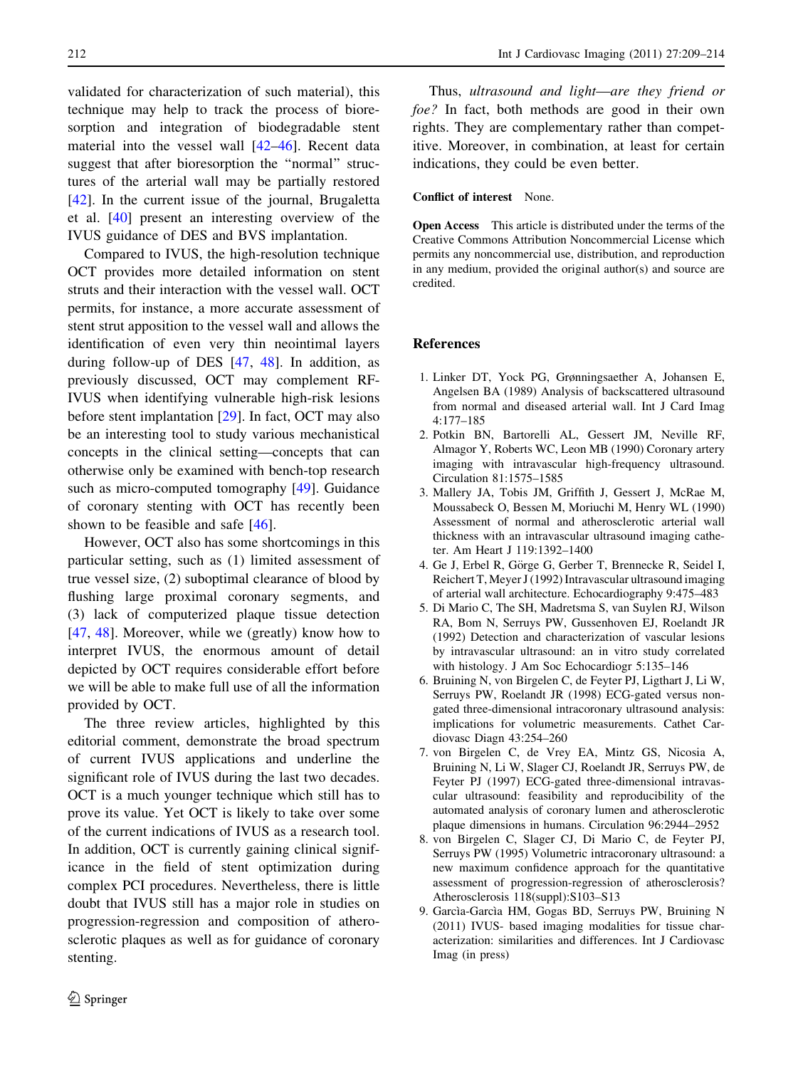validated for characterization of such material), this technique may help to track the process of bioresorption and integration of biodegradable stent material into the vessel wall [42–46]. Recent data suggest that after bioresorption the "normal" structures of the arterial wall may be partially restored [42]. In the current issue of the journal, Brugaletta et al. [40] present an interesting overview of the IVUS guidance of DES and BVS implantation.

Compared to IVUS, the high-resolution technique OCT provides more detailed information on stent struts and their interaction with the vessel wall. OCT permits, for instance, a more accurate assessment of stent strut apposition to the vessel wall and allows the identification of even very thin neointimal layers during follow-up of DES [47, 48]. In addition, as previously discussed, OCT may complement RF-IVUS when identifying vulnerable high-risk lesions before stent implantation [29]. In fact, OCT may also be an interesting tool to study various mechanistical concepts in the clinical setting—concepts that can otherwise only be examined with bench-top research such as micro-computed tomography [49]. Guidance of coronary stenting with OCT has recently been shown to be feasible and safe [46].

However, OCT also has some shortcomings in this particular setting, such as (1) limited assessment of true vessel size, (2) suboptimal clearance of blood by flushing large proximal coronary segments, and (3) lack of computerized plaque tissue detection [47, 48]. Moreover, while we (greatly) know how to interpret IVUS, the enormous amount of detail depicted by OCT requires considerable effort before we will be able to make full use of all the information provided by OCT.

The three review articles, highlighted by this editorial comment, demonstrate the broad spectrum of current IVUS applications and underline the significant role of IVUS during the last two decades. OCT is a much younger technique which still has to prove its value. Yet OCT is likely to take over some of the current indications of IVUS as a research tool. In addition, OCT is currently gaining clinical significance in the field of stent optimization during complex PCI procedures. Nevertheless, there is little doubt that IVUS still has a major role in studies on progression-regression and composition of atherosclerotic plaques as well as for guidance of coronary stenting.

Thus, *ultrasound and light—are they friend or foe?* In fact, both methods are good in their own rights. They are complementary rather than competitive. Moreover, in combination, at least for certain indications, they could be even better.

**Conflict of interest** None.

**Open Access** This article is distributed under the terms of the Creative Commons Attribution Noncommercial License which permits any noncommercial use, distribution, and reproduction in any medium, provided the original author(s) and source are credited.

## References

1. Linker DT, Yock PG, Grønningsaether A, Johansen E, Angelsen BA (1989) Analysis of backscattered ultrasound from normal and diseased arterial wall. Int J Card Imag 4:177–185
2. Potkin BN, Bartorelli AL, Gessert JM, Neville RF, Almagor Y, Roberts WC, Leon MB (1990) Coronary artery imaging with intravascular high-frequency ultrasound. Circulation 81:1575–1585
3. Mallery JA, Tobis JM, Griffith J, Gessert J, McRae M, Moussabeck O, Bessen M, Moriuchi M, Henry WL (1990) Assessment of normal and atherosclerotic arterial wall thickness with an intravascular ultrasound imaging catheter. Am Heart J 119:1392–1400
4. Ge J, Erbel R, Görge G, Gerber T, Brennecke R, Seidel I, Reichert T, Meyer J (1992) Intravascular ultrasound imaging of arterial wall architecture. Echocardiography 9:475–483
5. Di Mario C, The SH, Madretsma S, van Suylen RJ, Wilson RA, Bom N, Serruys PW, Gussenhoven EJ, Roelandt JR (1992) Detection and characterization of vascular lesions by intravascular ultrasound: an in vitro study correlated with histology. J Am Soc Echocardiogr 5:135–146
6. Bruining N, von Birgelen C, de Feyter PJ, Ligthart J, Li W, Serruys PW, Roelandt JR (1998) ECG-gated versus non-gated three-dimensional intracoronary ultrasound analysis: implications for volumetric measurements. Cathet Cardiovasc Diagn 43:254–260
7. von Birgelen C, de Vrey EA, Mintz GS, Nicosia A, Bruining N, Li W, Slager CJ, Roelandt JR, Serruys PW, de Feyter PJ (1997) ECG-gated three-dimensional intravascular ultrasound: feasibility and reproducibility of the automated analysis of coronary lumen and atherosclerotic plaque dimensions in humans. Circulation 96:2944–2952
8. von Birgelen C, Slager CJ, Di Mario C, de Feyter PJ, Serruys PW (1995) Volumetric intracoronary ultrasound: a new maximum confidence approach for the quantitative assessment of progression-regression of atherosclerosis? Atherosclerosis 118(suppl):S103–S13
9. Garcìa-Garcìa HM, Gogas BD, Serruys PW, Bruining N (2011) IVUS- based imaging modalities for tissue characterization: similarities and differences. Int J Cardiovasc Imag (in press)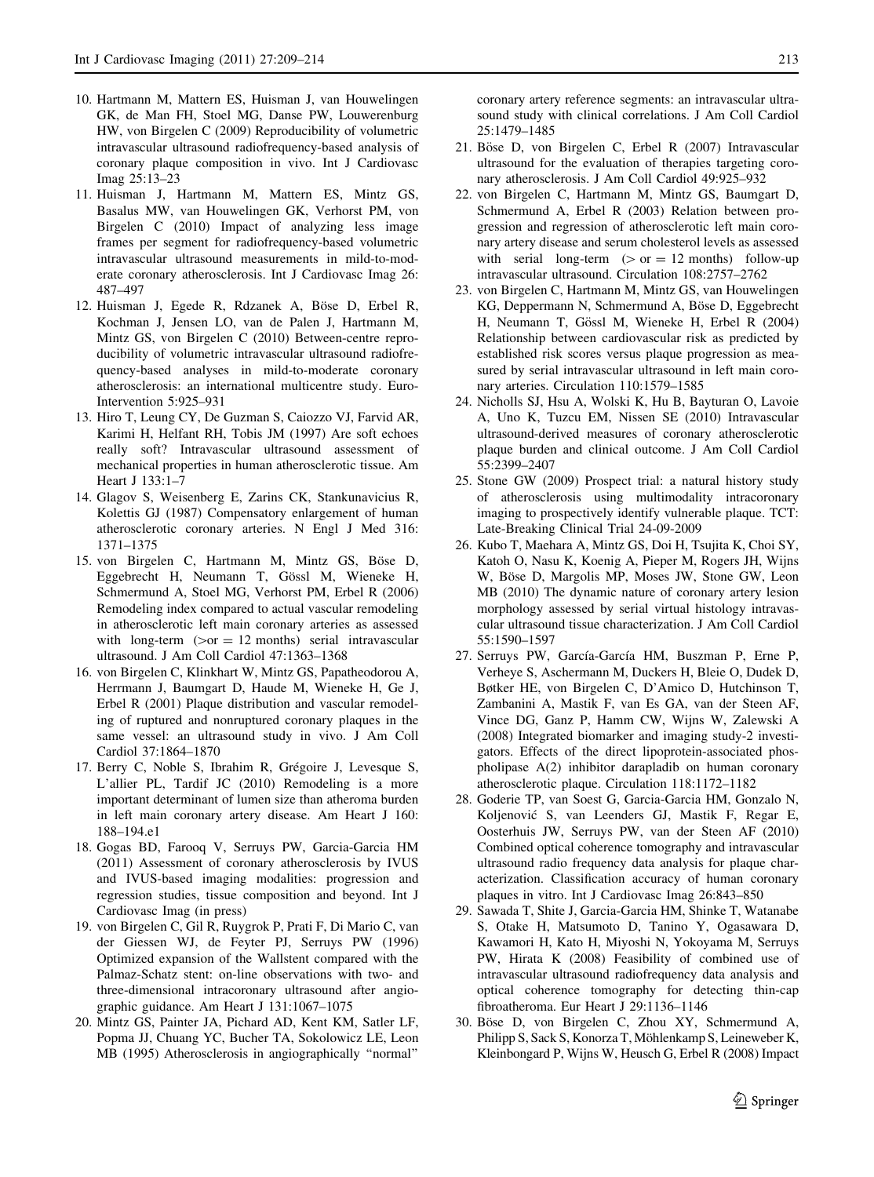10. Hartmann M, Mattern ES, Huisman J, van Houwelingen GK, de Man FH, Stoel MG, Danse PW, Louwerenburg HW, von Birgelen C (2009) Reproducibility of volumetric intravascular ultrasound radiofrequency-based analysis of coronary plaque composition in vivo. Int J Cardiovasc Imag 25:13–23
11. Huisman J, Hartmann M, Mattern ES, Mintz GS, Basalus MW, van Houwelingen GK, Verhorst PM, von Birgelen C (2010) Impact of analyzing less image frames per segment for radiofrequency-based volumetric intravascular ultrasound measurements in mild-to-moderate coronary atherosclerosis. Int J Cardiovasc Imag 26: 487–497
12. Huisman J, Egede R, Rdzanek A, Böse D, Erbel R, Kochman J, Jensen LO, van de Palen J, Hartmann M, Mintz GS, von Birgelen C (2010) Between-centre reproducibility of volumetric intravascular ultrasound radiofrequency-based analyses in mild-to-moderate coronary atherosclerosis: an international multicentre study. EuroIntervention 5:925–931
13. Hiro T, Leung CY, De Guzman S, Caiozzo VJ, Farvid AR, Karimi H, Helfant RH, Tobis JM (1997) Are soft echoes really soft? Intravascular ultrasound assessment of mechanical properties in human atherosclerotic tissue. Am Heart J 133:1–7
14. Glagov S, Weisenberg E, Zarins CK, Stankunavicius R, Kolettis GJ (1987) Compensatory enlargement of human atherosclerotic coronary arteries. N Engl J Med 316: 1371–1375
15. von Birgelen C, Hartmann M, Mintz GS, Böse D, Eggebrecht H, Neumann T, Gössl M, Wieneke H, Schmermund A, Stoel MG, Verhorst PM, Erbel R (2006) Remodeling index compared to actual vascular remodeling in atherosclerotic left main coronary arteries as assessed with long-term (>or = 12 months) serial intravascular ultrasound. J Am Coll Cardiol 47:1363–1368
16. von Birgelen C, Klinkhart W, Mintz GS, Papatheodorou A, Herrmann J, Baumgart D, Haude M, Wieneke H, Ge J, Erbel R (2001) Plaque distribution and vascular remodeling of ruptured and nonruptured coronary plaques in the same vessel: an ultrasound study in vivo. J Am Coll Cardiol 37:1864–1870
17. Berry C, Noble S, Ibrahim R, Grégoire J, Levesque S, L'allier PL, Tardif JC (2010) Remodeling is a more important determinant of lumen size than atheroma burden in left main coronary artery disease. Am Heart J 160: 188–194.e1
18. Gogas BD, Farooq V, Serruys PW, Garcia-Garcia HM (2011) Assessment of coronary atherosclerosis by IVUS and IVUS-based imaging modalities: progression and regression studies, tissue composition and beyond. Int J Cardiovasc Imag (in press)
19. von Birgelen C, Gil R, Ruygrok P, Prati F, Di Mario C, van der Giessen WJ, de Feyter PJ, Serruys PW (1996) Optimized expansion of the Wallstent compared with the Palmaz-Schatz stent: on-line observations with two- and three-dimensional intracoronary ultrasound after angiographic guidance. Am Heart J 131:1067–1075
20. Mintz GS, Painter JA, Pichard AD, Kent KM, Satler LF, Popma JJ, Chuang YC, Bucher TA, Sokolowicz LE, Leon MB (1995) Atherosclerosis in angiographically "normal" coronary artery reference segments: an intravascular ultrasound study with clinical correlations. J Am Coll Cardiol 25:1479–1485
21. Böse D, von Birgelen C, Erbel R (2007) Intravascular ultrasound for the evaluation of therapies targeting coronary atherosclerosis. J Am Coll Cardiol 49:925–932
22. von Birgelen C, Hartmann M, Mintz GS, Baumgart D, Schmermund A, Erbel R (2003) Relation between progression and regression of atherosclerotic left main coronary artery disease and serum cholesterol levels as assessed with serial long-term (> or = 12 months) follow-up intravascular ultrasound. Circulation 108:2757–2762
23. von Birgelen C, Hartmann M, Mintz GS, van Houwelingen KG, Deppermann N, Schmermund A, Böse D, Eggebrecht H, Neumann T, Gössl M, Wieneke H, Erbel R (2004) Relationship between cardiovascular risk as predicted by established risk scores versus plaque progression as measured by serial intravascular ultrasound in left main coronary arteries. Circulation 110:1579–1585
24. Nicholls SJ, Hsu A, Wolski K, Hu B, Bayturan O, Lavoie A, Uno K, Tuzcu EM, Nissen SE (2010) Intravascular ultrasound-derived measures of coronary atherosclerotic plaque burden and clinical outcome. J Am Coll Cardiol 55:2399–2407
25. Stone GW (2009) Prospect trial: a natural history study of atherosclerosis using multimodality intracoronary imaging to prospectively identify vulnerable plaque. TCT: Late-Breaking Clinical Trial 24-09-2009
26. Kubo T, Maehara A, Mintz GS, Doi H, Tsujita K, Choi SY, Katoh O, Nasu K, Koenig A, Pieper M, Rogers JH, Wijns W, Böse D, Margolis MP, Moses JW, Stone GW, Leon MB (2010) The dynamic nature of coronary artery lesion morphology assessed by serial virtual histology intravascular ultrasound tissue characterization. J Am Coll Cardiol 55:1590–1597
27. Serruys PW, García-García HM, Buszman P, Erne P, Verheye S, Aschermann M, Duckers H, Bleie O, Dudek D, Bøtker HE, von Birgelen C, D'Amico D, Hutchinson T, Zambanini A, Mastik F, van Es GA, van der Steen AF, Vince DG, Ganz P, Hamm CW, Wijns W, Zalewski A (2008) Integrated biomarker and imaging study-2 investigators. Effects of the direct lipoprotein-associated phospholipase A(2) inhibitor darapladib on human coronary atherosclerotic plaque. Circulation 118:1172–1182
28. Goderie TP, van Soest G, Garcia-Garcia HM, Gonzalo N, Koljenović S, van Leenders GJ, Mastik F, Regar E, Oosterhuis JW, Serruys PW, van der Steen AF (2010) Combined optical coherence tomography and intravascular ultrasound radio frequency data analysis for plaque characterization. Classification accuracy of human coronary plaques in vitro. Int J Cardiovasc Imag 26:843–850
29. Sawada T, Shite J, Garcia-Garcia HM, Shinke T, Watanabe S, Otake H, Matsumoto D, Tanino Y, Ogasawara D, Kawamori H, Kato H, Miyoshi N, Yokoyama M, Serruys PW, Hirata K (2008) Feasibility of combined use of intravascular ultrasound radiofrequency data analysis and optical coherence tomography for detecting thin-cap fibroatheroma. Eur Heart J 29:1136–1146
30. Böse D, von Birgelen C, Zhou XY, Schmermund A, Philipp S, Sack S, Konorza T, Möhlenkamp S, Leineweber K, Kleinbongard P, Wijns W, Heusch G, Erbel R (2008) Impact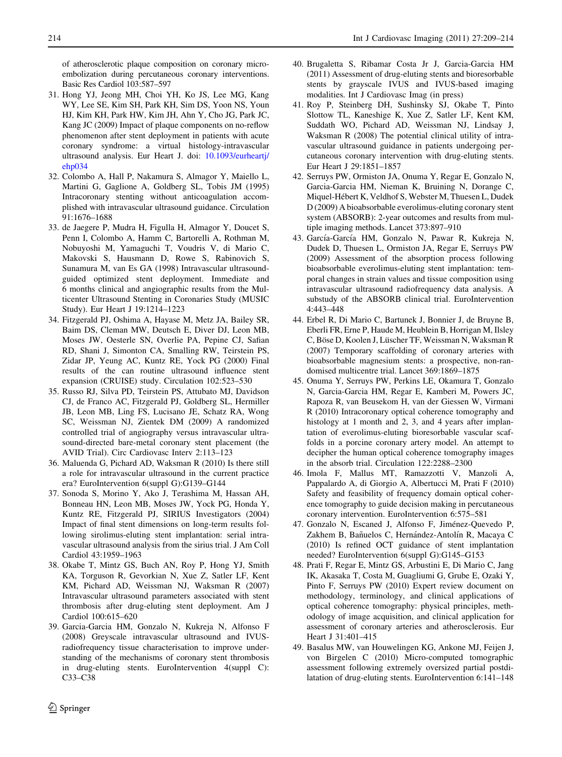of atherosclerotic plaque composition on coronary microembolization during percutaneous coronary interventions. Basic Res Cardiol 103:587–597

31. Hong YJ, Jeong MH, Choi YH, Ko JS, Lee MG, Kang WY, Lee SE, Kim SH, Park KH, Sim DS, Yoon NS, Youn HJ, Kim KH, Park HW, Kim JH, Ahn Y, Cho JG, Park JC, Kang JC (2009) Impact of plaque components on no-reflow phenomenon after stent deployment in patients with acute coronary syndrome: a virtual histology-intravascular ultrasound analysis. Eur Heart J. doi: 10.1093/eurheartj/ehp034
32. Colombo A, Hall P, Nakamura S, Almagor Y, Maiello L, Martini G, Gaglione A, Goldberg SL, Tobis JM (1995) Intracoronary stenting without anticoagulation accomplished with intravascular ultrasound guidance. Circulation 91:1676–1688
33. de Jaegere P, Mudra H, Figulla H, Almagor Y, Doucet S, Penn I, Colombo A, Hamm C, Bartorelli A, Rothman M, Nobuyoshi M, Yamaguchi T, Voudris V, di Mario C, Makovski S, Hausmann D, Rowe S, Rabinovich S, Sunamura M, van Es GA (1998) Intravascular ultrasound-guided optimized stent deployment. Immediate and 6 months clinical and angiographic results from the Multicenter Ultrasound Stenting in Coronaries Study (MUSIC Study). Eur Heart J 19:1214–1223
34. Fitzgerald PJ, Oshima A, Hayase M, Metz JA, Bailey SR, Baim DS, Cleman MW, Deutsch E, Diver DJ, Leon MB, Moses JW, Oesterle SN, Overlie PA, Pepine CJ, Safian RD, Shani J, Simonton CA, Smalling RW, Teirstein PS, Zidar JP, Yeung AC, Kuntz RE, Yock PG (2000) Final results of the can routine ultrasound influence stent expansion (CRUISE) study. Circulation 102:523–530
35. Russo RJ, Silva PD, Teirstein PS, Attubato MJ, Davidson CJ, de Franco AC, Fitzgerald PJ, Goldberg SL, Hermiller JB, Leon MB, Ling FS, Lucisano JE, Schatz RA, Wong SC, Weissman NJ, Zientek DM (2009) A randomized controlled trial of angiography versus intravascular ultrasound-directed bare-metal coronary stent placement (the AVID Trial). Circ Cardiovasc Interv 2:113–123
36. Maluenda G, Pichard AD, Waksman R (2010) Is there still a role for intravascular ultrasound in the current practice era? EuroIntervention 6(suppl G):G139–G144
37. Sonoda S, Morino Y, Ako J, Terashima M, Hassan AH, Bonneau HN, Leon MB, Moses JW, Yock PG, Honda Y, Kuntz RE, Fitzgerald PJ, SIRIUS Investigators (2004) Impact of final stent dimensions on long-term results following sirolimus-eluting stent implantation: serial intravascular ultrasound analysis from the sirius trial. J Am Coll Cardiol 43:1959–1963
38. Okabe T, Mintz GS, Buch AN, Roy P, Hong YJ, Smith KA, Torguson R, Gevorkian N, Xue Z, Satler LF, Kent KM, Pichard AD, Weissman NJ, Waksman R (2007) Intravascular ultrasound parameters associated with stent thrombosis after drug-eluting stent deployment. Am J Cardiol 100:615–620
39. Garcia-Garcia HM, Gonzalo N, Kukreja N, Alfonso F (2008) Greyscale intravascular ultrasound and IVUS-radiofrequency tissue characterisation to improve understanding of the mechanisms of coronary stent thrombosis in drug-eluting stents. EuroIntervention 4(suppl C): C33–C38
40. Brugaletta S, Ribamar Costa Jr J, Garcia-Garcia HM (2011) Assessment of drug-eluting stents and bioresorbable stents by grayscale IVUS and IVUS-based imaging modalities. Int J Cardiovasc Imag (in press)
41. Roy P, Steinberg DH, Sushinsky SJ, Okabe T, Pinto Slottow TL, Kaneshige K, Xue Z, Satler LF, Kent KM, Suddath WO, Pichard AD, Weissman NJ, Lindsay J, Waksman R (2008) The potential clinical utility of intravascular ultrasound guidance in patients undergoing percutaneous coronary intervention with drug-eluting stents. Eur Heart J 29:1851–1857
42. Serruys PW, Ormiston JA, Onuma Y, Regar E, Gonzalo N, Garcia-Garcia HM, Nieman K, Bruining N, Dorange C, Miquel-Hébert K, Veldhof S, Webster M, Thuesen L, Dudek D (2009) A bioabsorbable everolimus-eluting coronary stent system (ABSORB): 2-year outcomes and results from multiple imaging methods. Lancet 373:897–910
43. García-García HM, Gonzalo N, Pawar R, Kukreja N, Dudek D, Thuesen L, Ormiston JA, Regar E, Serruys PW (2009) Assessment of the absorption process following bioabsorbable everolimus-eluting stent implantation: temporal changes in strain values and tissue composition using intravascular ultrasound radiofrequency data analysis. A substudy of the ABSORB clinical trial. EuroIntervention 4:443–448
44. Erbel R, Di Mario C, Bartunek J, Bonnier J, de Bruyne B, Eberli FR, Erne P, Haude M, Heublein B, Horrigan M, Ilsley C, Böse D, Koolen J, Lüscher TF, Weissman N, Waksman R (2007) Temporary scaffolding of coronary arteries with bioabsorbable magnesium stents: a prospective, non-randomised multicentre trial. Lancet 369:1869–1875
45. Onuma Y, Serruys PW, Perkins LE, Okamura T, Gonzalo N, Garcia-Garcia HM, Regar E, Kamberi M, Powers JC, Rapoza R, van Beusekom H, van der Giessen W, Virmani R (2010) Intracoronary optical coherence tomography and histology at 1 month and 2, 3, and 4 years after implantation of everolimus-eluting bioresorbable vascular scaffolds in a porcine coronary artery model. An attempt to decipher the human optical coherence tomography images in the absorb trial. Circulation 122:2288–2300
46. Imola F, Mallus MT, Ramazzotti V, Manzoli A, Pappalardo A, di Giorgio A, Albertucci M, Prati F (2010) Safety and feasibility of frequency domain optical coherence tomography to guide decision making in percutaneous coronary intervention. EuroIntervention 6:575–581
47. Gonzalo N, Escaned J, Alfonso F, Jiménez-Quevedo P, Zakhem B, Bañuelos C, Hernández-Antolín R, Macaya C (2010) Is refined OCT guidance of stent implantation needed? EuroIntervention 6(suppl G):G145–G153
48. Prati F, Regar E, Mintz GS, Arbustini E, Di Mario C, Jang IK, Akasaka T, Costa M, Guagliumi G, Grube E, Ozaki Y, Pinto F, Serruys PW (2010) Expert review document on methodology, terminology, and clinical applications of optical coherence tomography: physical principles, methodology of image acquisition, and clinical application for assessment of coronary arteries and atherosclerosis. Eur Heart J 31:401–415
49. Basalus MW, van Houwelingen KG, Ankone MJ, Feijen J, von Birgelen C (2010) Micro-computed tomographic assessment following extremely oversized partial postdilatation of drug-eluting stents. EuroIntervention 6:141–148